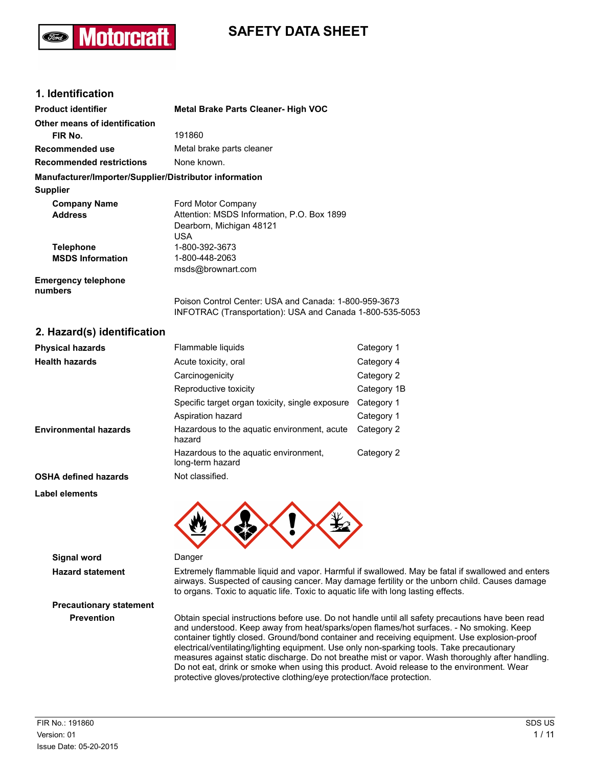# SAFETY DATA SHEET

## 1. Identification

| | |
|---|---|
| **Product identifier** | **Metal Brake Parts Cleaner- High VOC** |
| **Other means of identification** | |
| **FIR No.** | 191860 |
| **Recommended use** | Metal brake parts cleaner |
| **Recommended restrictions** | None known. |

**Manufacturer/Importer/Supplier/Distributor information**

**Supplier**

| | |
|---|---|
| **Company Name** | Ford Motor Company |
| **Address** | Attention: MSDS Information, P.O. Box 1899<br>Dearborn, Michigan 48121<br>USA |
| **Telephone** | 1-800-392-3673 |
| **MSDS Information** | 1-800-448-2063<br>msds@brownart.com |
| **Emergency telephone numbers** | Poison Control Center: USA and Canada: 1-800-959-3673<br>INFOTRAC (Transportation): USA and Canada 1-800-535-5053 |

## 2. Hazard(s) identification

| | | |
|---|---|---|
| **Physical hazards** | Flammable liquids | Category 1 |
| **Health hazards** | Acute toxicity, oral | Category 4 |
| | Carcinogenicity | Category 2 |
| | Reproductive toxicity | Category 1B |
| | Specific target organ toxicity, single exposure | Category 1 |
| | Aspiration hazard | Category 1 |
| **Environmental hazards** | Hazardous to the aquatic environment, acute hazard | Category 2 |
| | Hazardous to the aquatic environment, long-term hazard | Category 2 |
| **OSHA defined hazards** | Not classified. | |

**Label elements**

**Signal word** Danger

**Hazard statement** Extremely flammable liquid and vapor. Harmful if swallowed. May be fatal if swallowed and enters airways. Suspected of causing cancer. May damage fertility or the unborn child. Causes damage to organs. Toxic to aquatic life. Toxic to aquatic life with long lasting effects.

**Precautionary statement**

**Prevention** Obtain special instructions before use. Do not handle until all safety precautions have been read and understood. Keep away from heat/sparks/open flames/hot surfaces. - No smoking. Keep container tightly closed. Ground/bond container and receiving equipment. Use explosion-proof electrical/ventilating/lighting equipment. Use only non-sparking tools. Take precautionary measures against static discharge. Do not breathe mist or vapor. Wash thoroughly after handling. Do not eat, drink or smoke when using this product. Avoid release to the environment. Wear protective gloves/protective clothing/eye protection/face protection.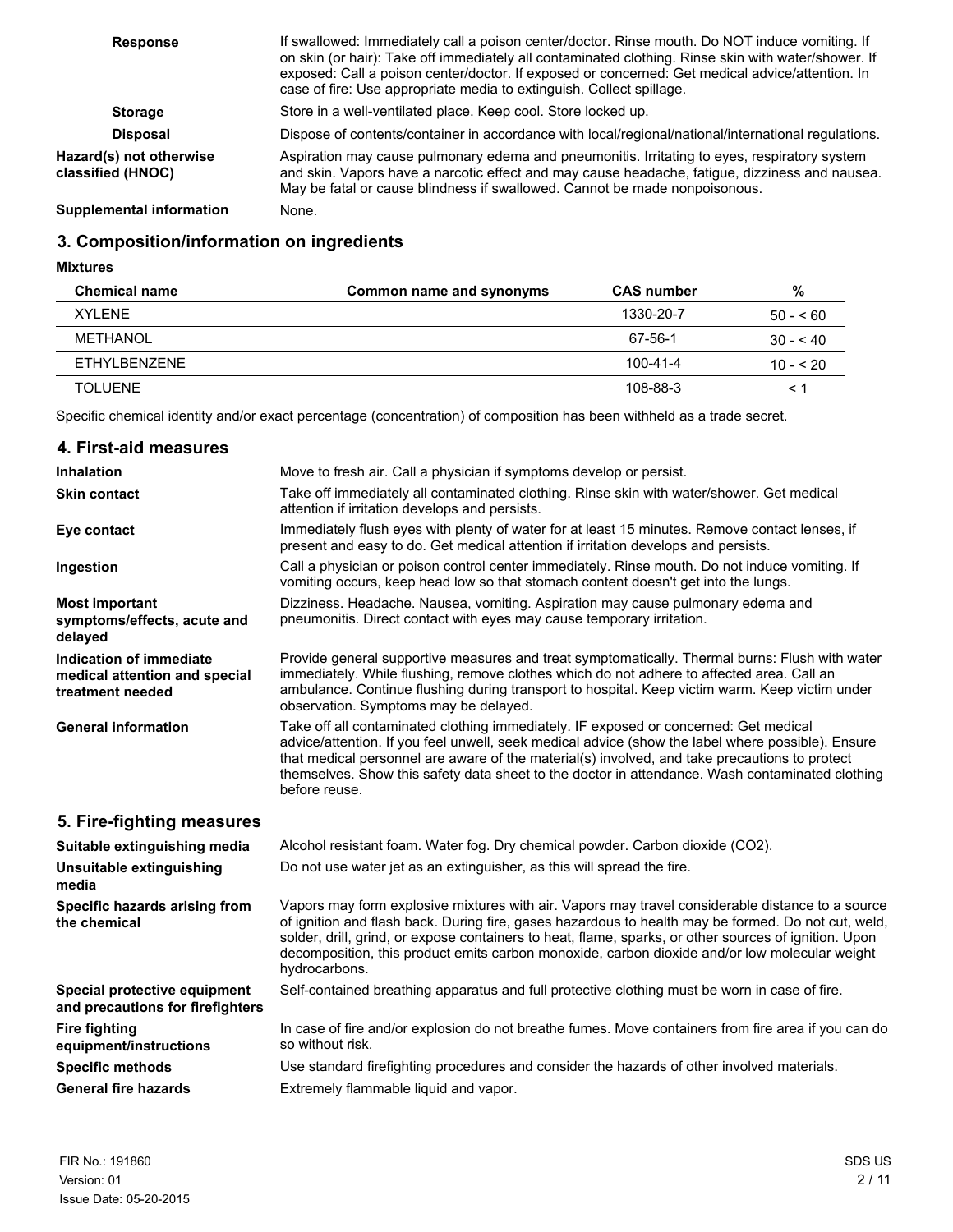| | |
|---|---|
| **Response** | If swallowed: Immediately call a poison center/doctor. Rinse mouth. Do NOT induce vomiting. If on skin (or hair): Take off immediately all contaminated clothing. Rinse skin with water/shower. If exposed: Call a poison center/doctor. If exposed or concerned: Get medical advice/attention. In case of fire: Use appropriate media to extinguish. Collect spillage. |
| **Storage** | Store in a well-ventilated place. Keep cool. Store locked up. |
| **Disposal** | Dispose of contents/container in accordance with local/regional/national/international regulations. |
| **Hazard(s) not otherwise classified (HNOC)** | Aspiration may cause pulmonary edema and pneumonitis. Irritating to eyes, respiratory system and skin. Vapors have a narcotic effect and may cause headache, fatigue, dizziness and nausea. May be fatal or cause blindness if swallowed. Cannot be made nonpoisonous. |
| **Supplemental information** | None. |

## 3. Composition/information on ingredients

**Mixtures**

| Chemical name | Common name and synonyms | CAS number | % |
|---|---|---|---|
| XYLENE | | 1330-20-7 | 50 - < 60 |
| METHANOL | | 67-56-1 | 30 - < 40 |
| ETHYLBENZENE | | 100-41-4 | 10 - < 20 |
| TOLUENE | | 108-88-3 | < 1 |

Specific chemical identity and/or exact percentage (concentration) of composition has been withheld as a trade secret.

## 4. First-aid measures

| | |
|---|---|
| **Inhalation** | Move to fresh air. Call a physician if symptoms develop or persist. |
| **Skin contact** | Take off immediately all contaminated clothing. Rinse skin with water/shower. Get medical attention if irritation develops and persists. |
| **Eye contact** | Immediately flush eyes with plenty of water for at least 15 minutes. Remove contact lenses, if present and easy to do. Get medical attention if irritation develops and persists. |
| **Ingestion** | Call a physician or poison control center immediately. Rinse mouth. Do not induce vomiting. If vomiting occurs, keep head low so that stomach content doesn't get into the lungs. |
| **Most important symptoms/effects, acute and delayed** | Dizziness. Headache. Nausea, vomiting. Aspiration may cause pulmonary edema and pneumonitis. Direct contact with eyes may cause temporary irritation. |
| **Indication of immediate medical attention and special treatment needed** | Provide general supportive measures and treat symptomatically. Thermal burns: Flush with water immediately. While flushing, remove clothes which do not adhere to affected area. Call an ambulance. Continue flushing during transport to hospital. Keep victim warm. Keep victim under observation. Symptoms may be delayed. |
| **General information** | Take off all contaminated clothing immediately. IF exposed or concerned: Get medical advice/attention. If you feel unwell, seek medical advice (show the label where possible). Ensure that medical personnel are aware of the material(s) involved, and take precautions to protect themselves. Show this safety data sheet to the doctor in attendance. Wash contaminated clothing before reuse. |

## 5. Fire-fighting measures

| | |
|---|---|
| **Suitable extinguishing media** | Alcohol resistant foam. Water fog. Dry chemical powder. Carbon dioxide ($CO_2$). |
| **Unsuitable extinguishing media** | Do not use water jet as an extinguisher, as this will spread the fire. |
| **Specific hazards arising from the chemical** | Vapors may form explosive mixtures with air. Vapors may travel considerable distance to a source of ignition and flash back. During fire, gases hazardous to health may be formed. Do not cut, weld, solder, drill, grind, or expose containers to heat, flame, sparks, or other sources of ignition. Upon decomposition, this product emits carbon monoxide, carbon dioxide and/or low molecular weight hydrocarbons. |
| **Special protective equipment and precautions for firefighters** | Self-contained breathing apparatus and full protective clothing must be worn in case of fire. |
| **Fire fighting equipment/instructions** | In case of fire and/or explosion do not breathe fumes. Move containers from fire area if you can do so without risk. |
| **Specific methods** | Use standard firefighting procedures and consider the hazards of other involved materials. |
| **General fire hazards** | Extremely flammable liquid and vapor. |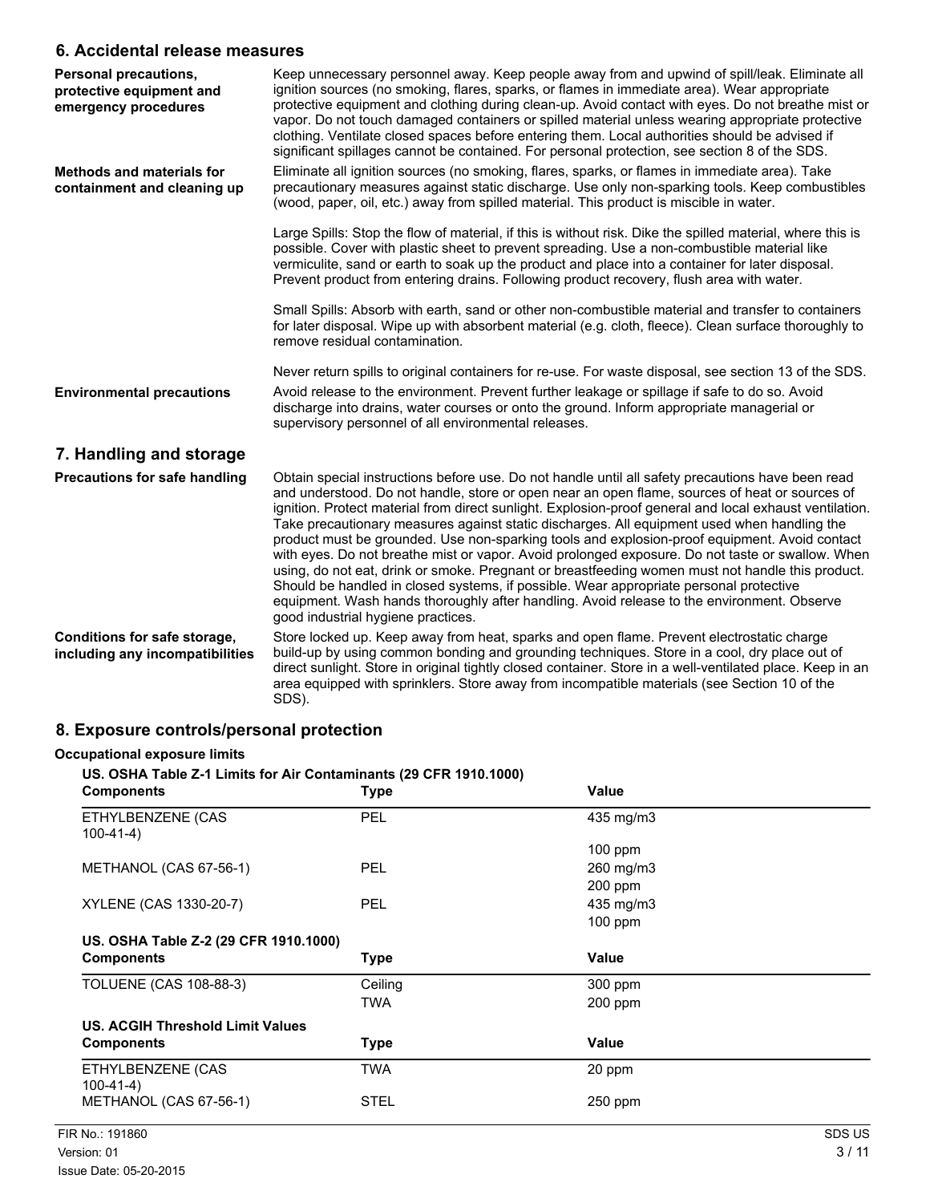## 6. Accidental release measures

**Personal precautions, protective equipment and emergency procedures**

Keep unnecessary personnel away. Keep people away from and upwind of spill/leak. Eliminate all ignition sources (no smoking, flares, sparks, or flames in immediate area). Wear appropriate protective equipment and clothing during clean-up. Avoid contact with eyes. Do not breathe mist or vapor. Do not touch damaged containers or spilled material unless wearing appropriate protective clothing. Ventilate closed spaces before entering them. Local authorities should be advised if significant spillages cannot be contained. For personal protection, see section 8 of the SDS.

**Methods and materials for containment and cleaning up**

Eliminate all ignition sources (no smoking, flares, sparks, or flames in immediate area). Take precautionary measures against static discharge. Use only non-sparking tools. Keep combustibles (wood, paper, oil, etc.) away from spilled material. This product is miscible in water.

Large Spills: Stop the flow of material, if this is without risk. Dike the spilled material, where this is possible. Cover with plastic sheet to prevent spreading. Use a non-combustible material like vermiculite, sand or earth to soak up the product and place into a container for later disposal. Prevent product from entering drains. Following product recovery, flush area with water.

Small Spills: Absorb with earth, sand or other non-combustible material and transfer to containers for later disposal. Wipe up with absorbent material (e.g. cloth, fleece). Clean surface thoroughly to remove residual contamination.

Never return spills to original containers for re-use. For waste disposal, see section 13 of the SDS.

**Environmental precautions**

Avoid release to the environment. Prevent further leakage or spillage if safe to do so. Avoid discharge into drains, water courses or onto the ground. Inform appropriate managerial or supervisory personnel of all environmental releases.

## 7. Handling and storage

**Precautions for safe handling**

Obtain special instructions before use. Do not handle until all safety precautions have been read and understood. Do not handle, store or open near an open flame, sources of heat or sources of ignition. Protect material from direct sunlight. Explosion-proof general and local exhaust ventilation. Take precautionary measures against static discharges. All equipment used when handling the product must be grounded. Use non-sparking tools and explosion-proof equipment. Avoid contact with eyes. Do not breathe mist or vapor. Avoid prolonged exposure. Do not taste or swallow. When using, do not eat, drink or smoke. Pregnant or breastfeeding women must not handle this product. Should be handled in closed systems, if possible. Wear appropriate personal protective equipment. Wash hands thoroughly after handling. Avoid release to the environment. Observe good industrial hygiene practices.

**Conditions for safe storage, including any incompatibilities**

Store locked up. Keep away from heat, sparks and open flame. Prevent electrostatic charge build-up by using common bonding and grounding techniques. Store in a cool, dry place out of direct sunlight. Store in original tightly closed container. Store in a well-ventilated place. Keep in an area equipped with sprinklers. Store away from incompatible materials (see Section 10 of the SDS).

## 8. Exposure controls/personal protection

**Occupational exposure limits**

**US. OSHA Table Z-1 Limits for Air Contaminants (29 CFR 1910.1000)**

| Components | Type | Value |
|---|---|---|
| ETHYLBENZENE (CAS 100-41-4) | PEL | 435 mg/m3 |
| | | 100 ppm |
| METHANOL (CAS 67-56-1) | PEL | 260 mg/m3 |
| | | 200 ppm |
| XYLENE (CAS 1330-20-7) | PEL | 435 mg/m3 |
| | | 100 ppm |

**US. OSHA Table Z-2 (29 CFR 1910.1000)**

| Components | Type | Value |
|---|---|---|
| TOLUENE (CAS 108-88-3) | Ceiling | 300 ppm |
| | TWA | 200 ppm |

**US. ACGIH Threshold Limit Values**

| Components | Type | Value |
|---|---|---|
| ETHYLBENZENE (CAS 100-41-4) | TWA | 20 ppm |
| METHANOL (CAS 67-56-1) | STEL | 250 ppm |

FIR No.: 191860
Version: 01
Issue Date: 05-20-2015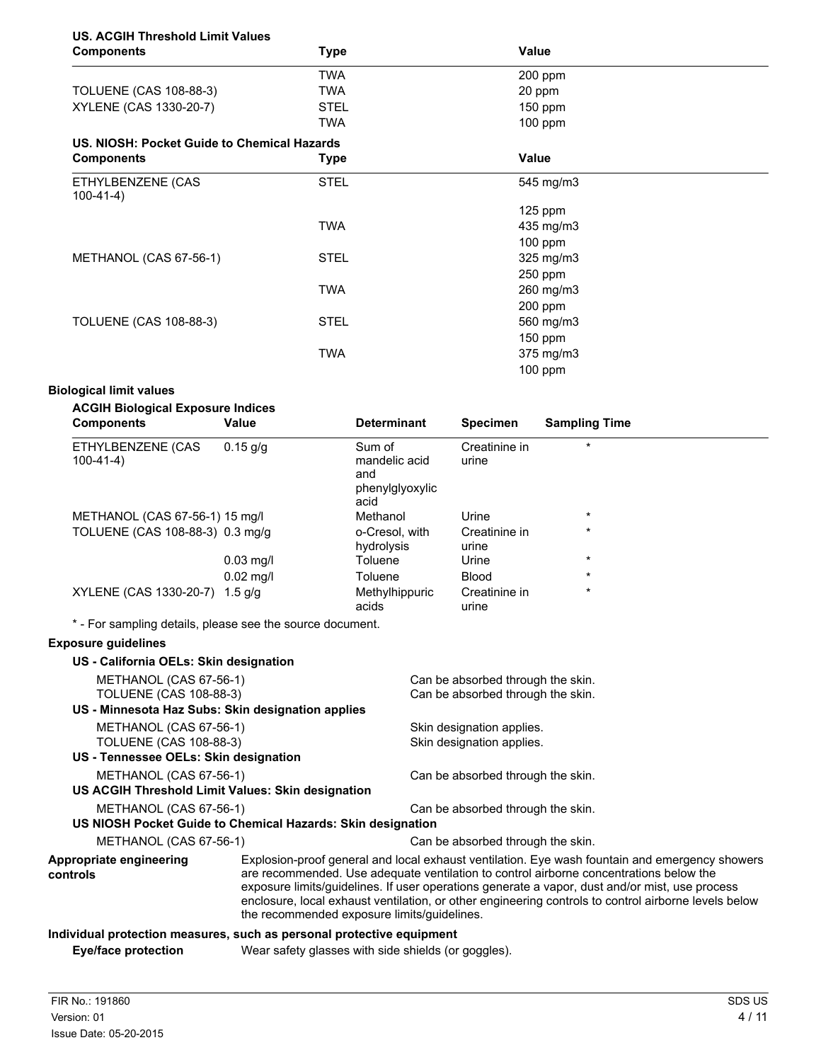**US. ACGIH Threshold Limit Values**

| Components | Type | Value |
| --- | --- | --- |
| | TWA | 200 ppm |
| TOLUENE (CAS 108-88-3) | TWA | 20 ppm |
| XYLENE (CAS 1330-20-7) | STEL | 150 ppm |
| | TWA | 100 ppm |

**US. NIOSH: Pocket Guide to Chemical Hazards**

| Components | Type | Value |
| --- | --- | --- |
| ETHYLBENZENE (CAS 100-41-4) | STEL | 545 mg/m3 |
| | | 125 ppm |
| | TWA | 435 mg/m3 |
| | | 100 ppm |
| METHANOL (CAS 67-56-1) | STEL | 325 mg/m3 |
| | | 250 ppm |
| | TWA | 260 mg/m3 |
| | | 200 ppm |
| TOLUENE (CAS 108-88-3) | STEL | 560 mg/m3 |
| | | 150 ppm |
| | TWA | 375 mg/m3 |
| | | 100 ppm |

**Biological limit values**

**ACGIH Biological Exposure Indices**

| Components | Value | Determinant | Specimen | Sampling Time |
| --- | --- | --- | --- | --- |
| ETHYLBENZENE (CAS 100-41-4) | 0.15 g/g | Sum of mandelic acid and phenylglyoxylic acid | Creatinine in urine | * |
| METHANOL (CAS 67-56-1) | 15 mg/l | Methanol | Urine | * |
| TOLUENE (CAS 108-88-3) | 0.3 mg/g | o-Cresol, with hydrolysis | Creatinine in urine | * |
| | 0.03 mg/l | Toluene | Urine | * |
| | 0.02 mg/l | Toluene | Blood | * |
| XYLENE (CAS 1330-20-7) | 1.5 g/g | Methylhippuric acids | Creatinine in urine | * |

* - For sampling details, please see the source document.

**Exposure guidelines**

**US - California OELs: Skin designation**

| | |
| --- | --- |
| METHANOL (CAS 67-56-1) | Can be absorbed through the skin. |
| TOLUENE (CAS 108-88-3) | Can be absorbed through the skin. |

**US - Minnesota Haz Subs: Skin designation applies**

| | |
| --- | --- |
| METHANOL (CAS 67-56-1) | Skin designation applies. |
| TOLUENE (CAS 108-88-3) | Skin designation applies. |

**US - Tennessee OELs: Skin designation**

| | |
| --- | --- |
| METHANOL (CAS 67-56-1) | Can be absorbed through the skin. |

**US ACGIH Threshold Limit Values: Skin designation**

| | |
| --- | --- |
| METHANOL (CAS 67-56-1) | Can be absorbed through the skin. |

**US NIOSH Pocket Guide to Chemical Hazards: Skin designation**

| | |
| --- | --- |
| METHANOL (CAS 67-56-1) | Can be absorbed through the skin. |

**Appropriate engineering controls**

Explosion-proof general and local exhaust ventilation. Eye wash fountain and emergency showers are recommended. Use adequate ventilation to control airborne concentrations below the exposure limits/guidelines. If user operations generate a vapor, dust and/or mist, use process enclosure, local exhaust ventilation, or other engineering controls to control airborne levels below the recommended exposure limits/guidelines.

**Individual protection measures, such as personal protective equipment**

**Eye/face protection** Wear safety glasses with side shields (or goggles).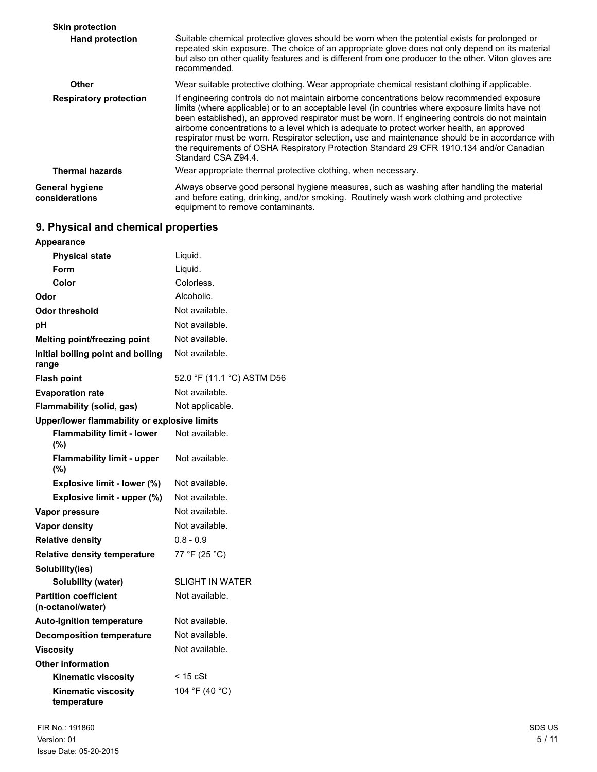**Skin protection**

| | |
|---|---|
| **Hand protection** | Suitable chemical protective gloves should be worn when the potential exists for prolonged or repeated skin exposure. The choice of an appropriate glove does not only depend on its material but also on other quality features and is different from one producer to the other. Viton gloves are recommended. |
| **Other** | Wear suitable protective clothing. Wear appropriate chemical resistant clothing if applicable. |
| **Respiratory protection** | If engineering controls do not maintain airborne concentrations below recommended exposure limits (where applicable) or to an acceptable level (in countries where exposure limits have not been established), an approved respirator must be worn. If engineering controls do not maintain airborne concentrations to a level which is adequate to protect worker health, an approved respirator must be worn. Respirator selection, use and maintenance should be in accordance with the requirements of OSHA Respiratory Protection Standard 29 CFR 1910.134 and/or Canadian Standard CSA Z94.4. |
| **Thermal hazards** | Wear appropriate thermal protective clothing, when necessary. |
| **General hygiene considerations** | Always observe good personal hygiene measures, such as washing after handling the material and before eating, drinking, and/or smoking. Routinely wash work clothing and protective equipment to remove contaminants. |

## 9. Physical and chemical properties

| | |
|---|---|
| **Appearance** | |
| **Physical state** | Liquid. |
| **Form** | Liquid. |
| **Color** | Colorless. |
| **Odor** | Alcoholic. |
| **Odor threshold** | Not available. |
| **pH** | Not available. |
| **Melting point/freezing point** | Not available. |
| **Initial boiling point and boiling range** | Not available. |
| **Flash point** | 52.0 °F (11.1 °C) ASTM D56 |
| **Evaporation rate** | Not available. |
| **Flammability (solid, gas)** | Not applicable. |
| **Upper/lower flammability or explosive limits** | |
| **Flammability limit - lower (%)** | Not available. |
| **Flammability limit - upper (%)** | Not available. |
| **Explosive limit - lower (%)** | Not available. |
| **Explosive limit - upper (%)** | Not available. |
| **Vapor pressure** | Not available. |
| **Vapor density** | Not available. |
| **Relative density** | 0.8 - 0.9 |
| **Relative density temperature** | 77 °F (25 °C) |
| **Solubility(ies)** | |
| **Solubility (water)** | SLIGHT IN WATER |
| **Partition coefficient (n-octanol/water)** | Not available. |
| **Auto-ignition temperature** | Not available. |
| **Decomposition temperature** | Not available. |
| **Viscosity** | Not available. |
| **Other information** | |
| **Kinematic viscosity** | < 15 cSt |
| **Kinematic viscosity temperature** | 104 °F (40 °C) |

FIR No.: 191860
Version: 01
Issue Date: 05-20-2015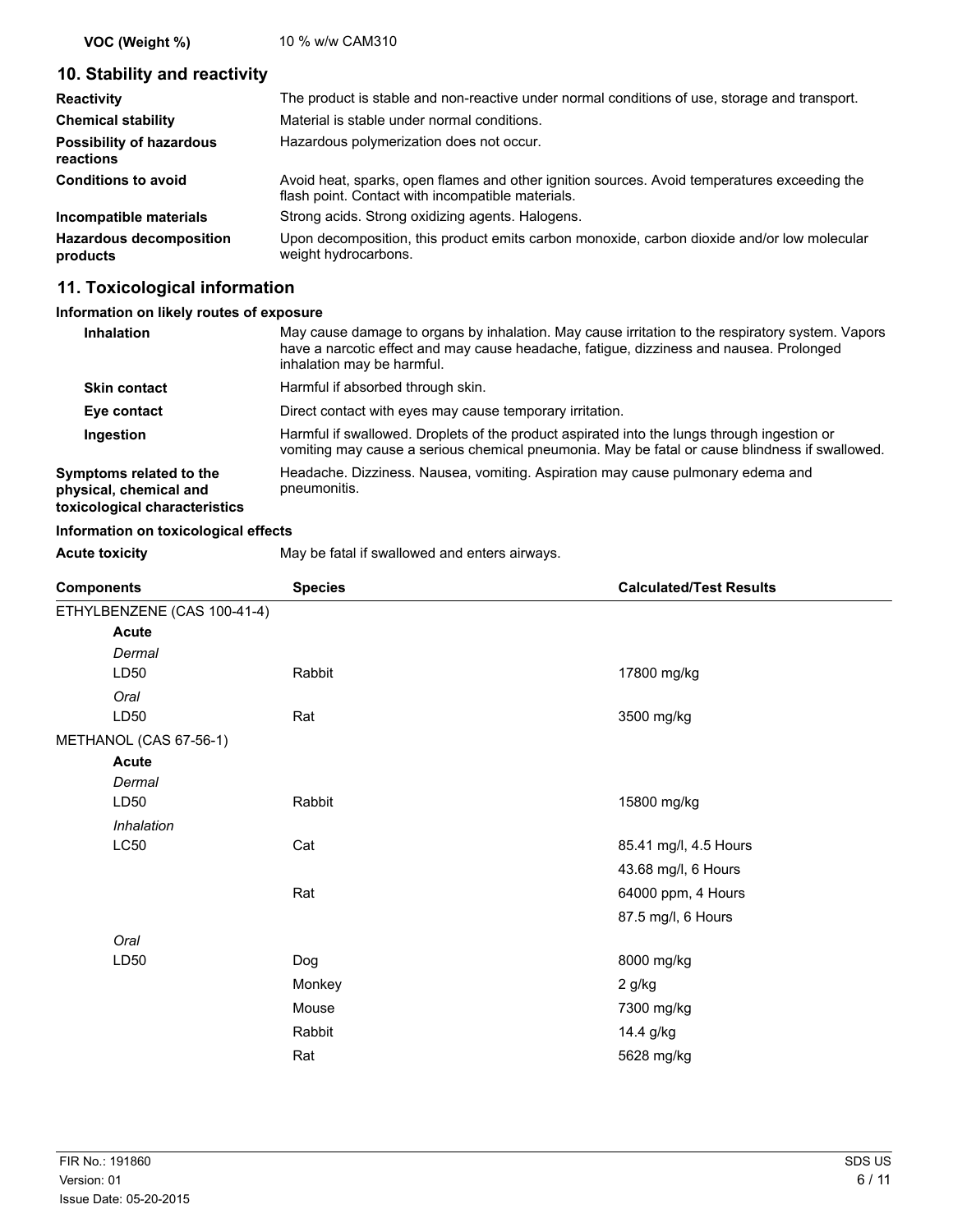| | |
|---|---|
| **VOC (Weight %)** | 10 % w/w CAM310 |

## 10. Stability and reactivity

| | |
|---|---|
| **Reactivity** | The product is stable and non-reactive under normal conditions of use, storage and transport. |
| **Chemical stability** | Material is stable under normal conditions. |
| **Possibility of hazardous reactions** | Hazardous polymerization does not occur. |
| **Conditions to avoid** | Avoid heat, sparks, open flames and other ignition sources. Avoid temperatures exceeding the flash point. Contact with incompatible materials. |
| **Incompatible materials** | Strong acids. Strong oxidizing agents. Halogens. |
| **Hazardous decomposition products** | Upon decomposition, this product emits carbon monoxide, carbon dioxide and/or low molecular weight hydrocarbons. |

## 11. Toxicological information

**Information on likely routes of exposure**

| | |
|---|---|
| **Inhalation** | May cause damage to organs by inhalation. May cause irritation to the respiratory system. Vapors have a narcotic effect and may cause headache, fatigue, dizziness and nausea. Prolonged inhalation may be harmful. |
| **Skin contact** | Harmful if absorbed through skin. |
| **Eye contact** | Direct contact with eyes may cause temporary irritation. |
| **Ingestion** | Harmful if swallowed. Droplets of the product aspirated into the lungs through ingestion or vomiting may cause a serious chemical pneumonia. May be fatal or cause blindness if swallowed. |
| **Symptoms related to the physical, chemical and toxicological characteristics** | Headache. Dizziness. Nausea, vomiting. Aspiration may cause pulmonary edema and pneumonitis. |

**Information on toxicological effects**

| | |
|---|---|
| **Acute toxicity** | May be fatal if swallowed and enters airways. |

| Components | Species | Calculated/Test Results |
|---|---|---|
| ETHYLBENZENE (CAS 100-41-4) | | |
| **Acute** | | |
| *Dermal* | | |
| LD50 | Rabbit | 17800 mg/kg |
| *Oral* | | |
| LD50 | Rat | 3500 mg/kg |
| METHANOL (CAS 67-56-1) | | |
| **Acute** | | |
| *Dermal* | | |
| LD50 | Rabbit | 15800 mg/kg |
| *Inhalation* | | |
| LC50 | Cat | 85.41 mg/l, 4.5 Hours |
| | | 43.68 mg/l, 6 Hours |
| | Rat | 64000 ppm, 4 Hours |
| | | 87.5 mg/l, 6 Hours |
| *Oral* | | |
| LD50 | Dog | 8000 mg/kg |
| | Monkey | 2 g/kg |
| | Mouse | 7300 mg/kg |
| | Rabbit | 14.4 g/kg |
| | Rat | 5628 mg/kg |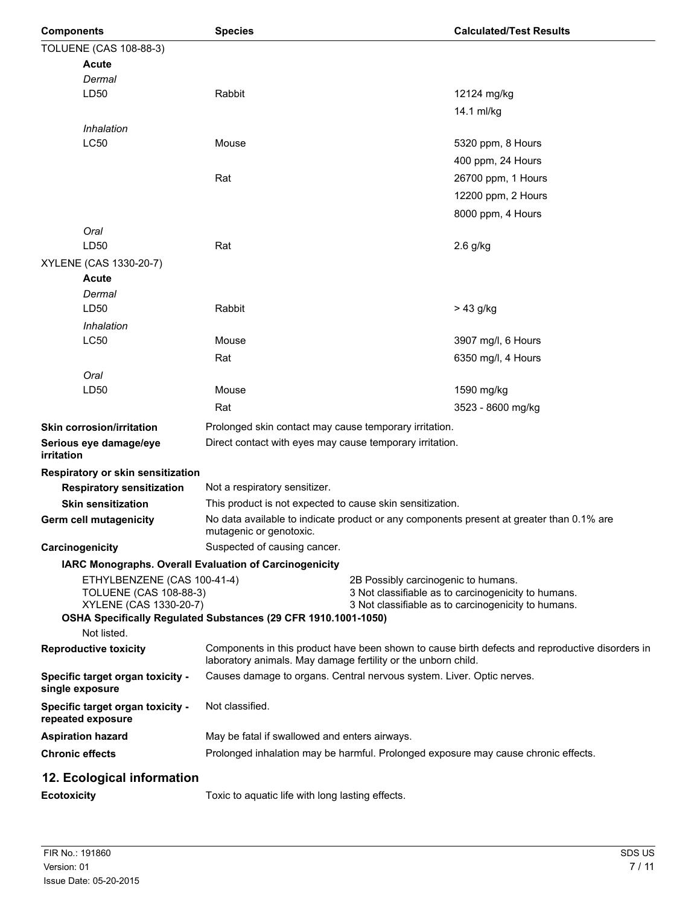| Components | Species | Calculated/Test Results |
| --- | --- | --- |
| TOLUENE (CAS 108-88-3) | | |
| **Acute** | | |
| *Dermal* | | |
| LD50 | Rabbit | 12124 mg/kg |
| | | 14.1 ml/kg |
| *Inhalation* | | |
| LC50 | Mouse | 5320 ppm, 8 Hours |
| | | 400 ppm, 24 Hours |
| | Rat | 26700 ppm, 1 Hours |
| | | 12200 ppm, 2 Hours |
| | | 8000 ppm, 4 Hours |
| *Oral* | | |
| LD50 | Rat | 2.6 g/kg |
| XYLENE (CAS 1330-20-7) | | |
| **Acute** | | |
| *Dermal* | | |
| LD50 | Rabbit | > 43 g/kg |
| *Inhalation* | | |
| LC50 | Mouse | 3907 mg/l, 6 Hours |
| | Rat | 6350 mg/l, 4 Hours |
| *Oral* | | |
| LD50 | Mouse | 1590 mg/kg |
| | Rat | 3523 - 8600 mg/kg |

**Skin corrosion/irritation** Prolonged skin contact may cause temporary irritation.

**Serious eye damage/eye irritation** Direct contact with eyes may cause temporary irritation.

**Respiratory or skin sensitization**

**Respiratory sensitization** Not a respiratory sensitizer.

**Skin sensitization** This product is not expected to cause skin sensitization.

**Germ cell mutagenicity** No data available to indicate product or any components present at greater than 0.1% are mutagenic or genotoxic.

**Carcinogenicity** Suspected of causing cancer.

**IARC Monographs. Overall Evaluation of Carcinogenicity**

| | |
| --- | --- |
| ETHYLBENZENE (CAS 100-41-4) | 2B Possibly carcinogenic to humans. |
| TOLUENE (CAS 108-88-3) | 3 Not classifiable as to carcinogenicity to humans. |
| XYLENE (CAS 1330-20-7) | 3 Not classifiable as to carcinogenicity to humans. |

**OSHA Specifically Regulated Substances (29 CFR 1910.1001-1050)**

Not listed.

**Reproductive toxicity** Components in this product have been shown to cause birth defects and reproductive disorders in laboratory animals. May damage fertility or the unborn child.

**Specific target organ toxicity - single exposure** Causes damage to organs. Central nervous system. Liver. Optic nerves.

**Specific target organ toxicity - repeated exposure** Not classified.

**Aspiration hazard** May be fatal if swallowed and enters airways.

**Chronic effects** Prolonged inhalation may be harmful. Prolonged exposure may cause chronic effects.

## 12. Ecological information

**Ecotoxicity** Toxic to aquatic life with long lasting effects.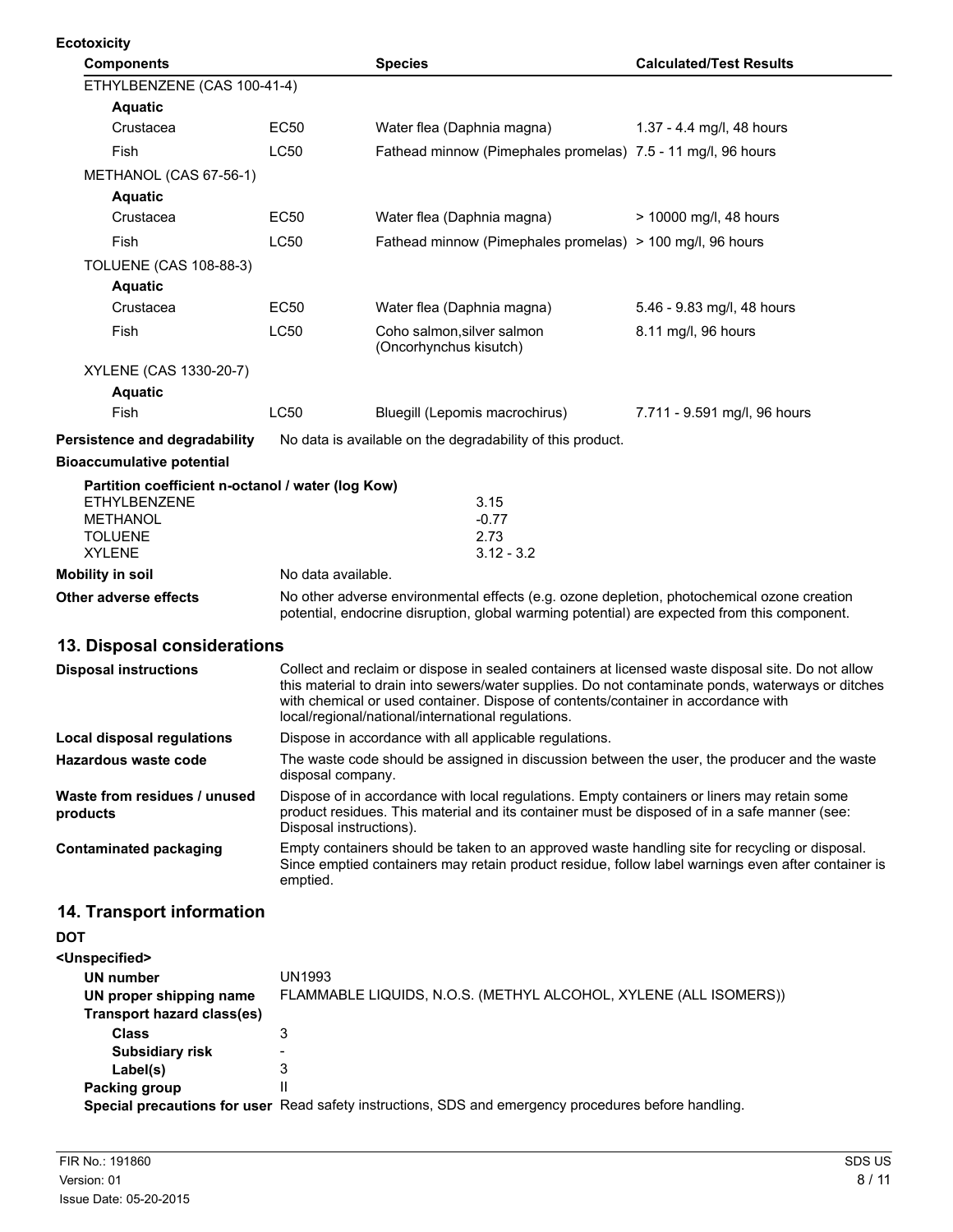**Ecotoxicity**

| Components | | Species | Calculated/Test Results |
|---|---|---|---|
| ETHYLBENZENE (CAS 100-41-4) | | | |
| **Aquatic** | | | |
| Crustacea | EC50 | Water flea (Daphnia magna) | 1.37 - 4.4 mg/l, 48 hours |
| Fish | LC50 | Fathead minnow (Pimephales promelas) | 7.5 - 11 mg/l, 96 hours |
| METHANOL (CAS 67-56-1) | | | |
| **Aquatic** | | | |
| Crustacea | EC50 | Water flea (Daphnia magna) | > 10000 mg/l, 48 hours |
| Fish | LC50 | Fathead minnow (Pimephales promelas) | > 100 mg/l, 96 hours |
| TOLUENE (CAS 108-88-3) | | | |
| **Aquatic** | | | |
| Crustacea | EC50 | Water flea (Daphnia magna) | 5.46 - 9.83 mg/l, 48 hours |
| Fish | LC50 | Coho salmon,silver salmon (Oncorhynchus kisutch) | 8.11 mg/l, 96 hours |
| XYLENE (CAS 1330-20-7) | | | |
| **Aquatic** | | | |
| Fish | LC50 | Bluegill (Lepomis macrochirus) | 7.711 - 9.591 mg/l, 96 hours |

**Persistence and degradability** No data is available on the degradability of this product.

**Bioaccumulative potential**

**Partition coefficient n-octanol / water (log Kow)**

| | |
|---|---|
| ETHYLBENZENE | 3.15 |
| METHANOL | -0.77 |
| TOLUENE | 2.73 |
| XYLENE | 3.12 - 3.2 |

**Mobility in soil** No data available.

**Other adverse effects** No other adverse environmental effects (e.g. ozone depletion, photochemical ozone creation potential, endocrine disruption, global warming potential) are expected from this component.

## 13. Disposal considerations

**Disposal instructions** Collect and reclaim or dispose in sealed containers at licensed waste disposal site. Do not allow this material to drain into sewers/water supplies. Do not contaminate ponds, waterways or ditches with chemical or used container. Dispose of contents/container in accordance with local/regional/national/international regulations.

**Local disposal regulations** Dispose in accordance with all applicable regulations.

**Hazardous waste code** The waste code should be assigned in discussion between the user, the producer and the waste disposal company.

**Waste from residues / unused products** Dispose of in accordance with local regulations. Empty containers or liners may retain some product residues. This material and its container must be disposed of in a safe manner (see: Disposal instructions).

**Contaminated packaging** Empty containers should be taken to an approved waste handling site for recycling or disposal. Since emptied containers may retain product residue, follow label warnings even after container is emptied.

## 14. Transport information

**DOT**

**<Unspecified>**

**UN number** UN1993

**UN proper shipping name** FLAMMABLE LIQUIDS, N.O.S. (METHYL ALCOHOL, XYLENE (ALL ISOMERS))

**Transport hazard class(es)**

**Class** 3

**Subsidiary risk** -

**Label(s)** 3

**Packing group** II

**Special precautions for user** Read safety instructions, SDS and emergency procedures before handling.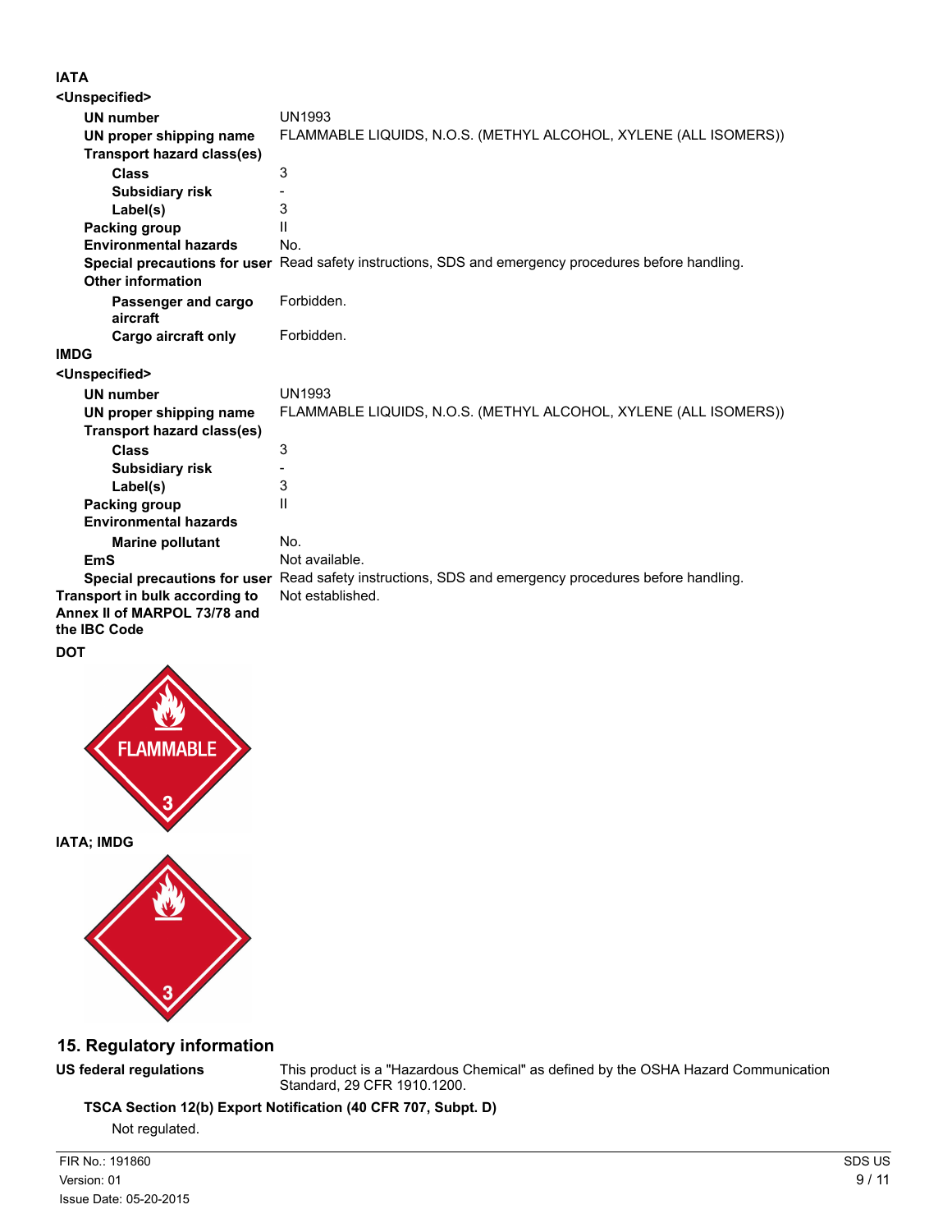**IATA**

**<Unspecified>**

| | |
|---|---|
| **UN number** | UN1993 |
| **UN proper shipping name** | FLAMMABLE LIQUIDS, N.O.S. (METHYL ALCOHOL, XYLENE (ALL ISOMERS)) |
| **Transport hazard class(es)** | |
| **Class** | 3 |
| **Subsidiary risk** | - |
| **Label(s)** | 3 |
| **Packing group** | II |
| **Environmental hazards** | No. |
| **Special precautions for user** | Read safety instructions, SDS and emergency procedures before handling. |
| **Other information** | |
| **Passenger and cargo aircraft** | Forbidden. |
| **Cargo aircraft only** | Forbidden. |

**IMDG**

**<Unspecified>**

| | |
|---|---|
| **UN number** | UN1993 |
| **UN proper shipping name** | FLAMMABLE LIQUIDS, N.O.S. (METHYL ALCOHOL, XYLENE (ALL ISOMERS)) |
| **Transport hazard class(es)** | |
| **Class** | 3 |
| **Subsidiary risk** | - |
| **Label(s)** | 3 |
| **Packing group** | II |
| **Environmental hazards** | |
| **Marine pollutant** | No. |
| **EmS** | Not available. |
| **Special precautions for user** | Read safety instructions, SDS and emergency procedures before handling. |

| | |
|---|---|
| **Transport in bulk according to Annex II of MARPOL 73/78 and the IBC Code** | Not established. |

**DOT**

FLAMMABLE 3

**IATA; IMDG**

3

## 15. Regulatory information

| | |
|---|---|
| **US federal regulations** | This product is a "Hazardous Chemical" as defined by the OSHA Hazard Communication Standard, 29 CFR 1910.1200. |

**TSCA Section 12(b) Export Notification (40 CFR 707, Subpt. D)**

Not regulated.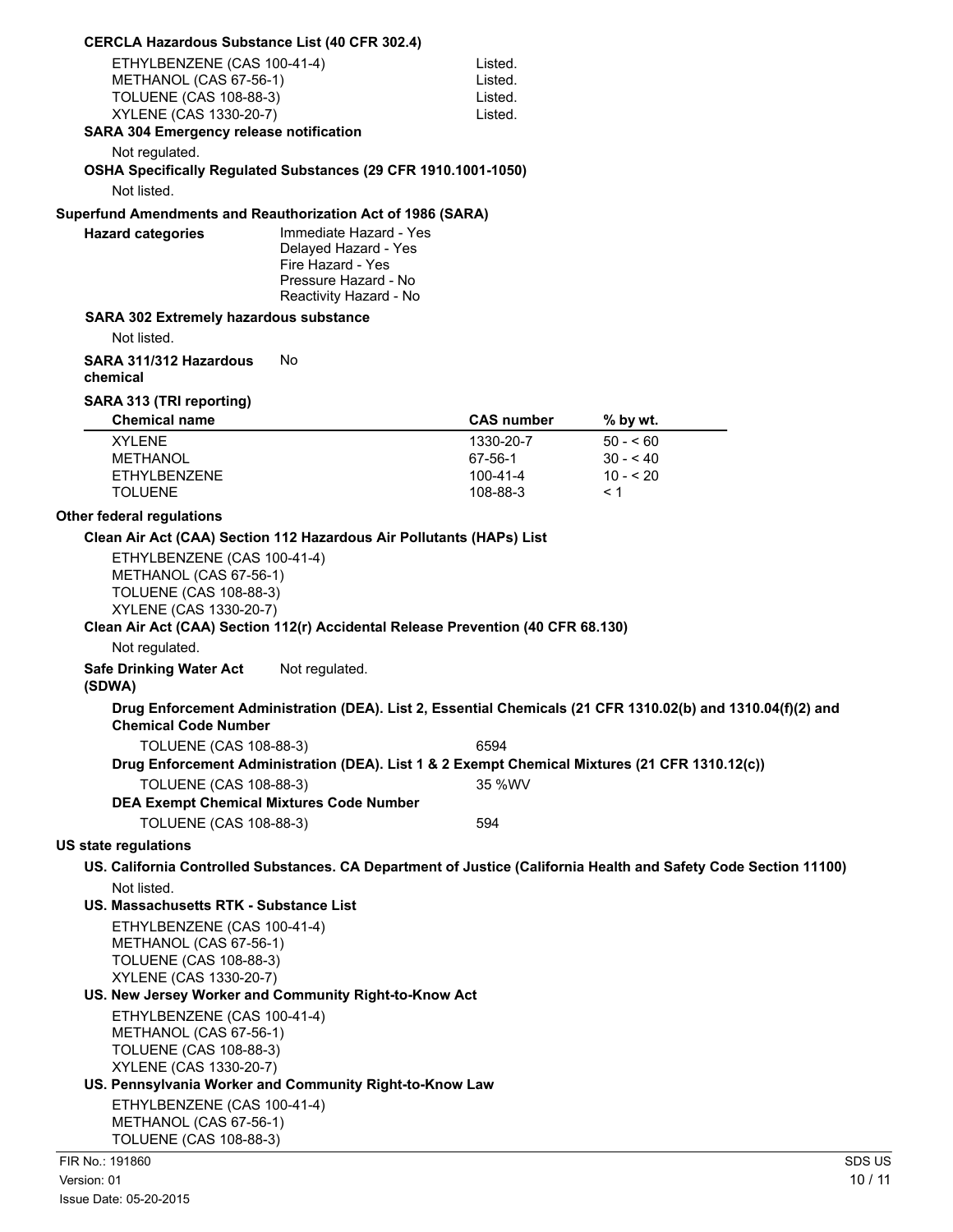**CERCLA Hazardous Substance List (40 CFR 302.4)**

| | |
|---|---|
| ETHYLBENZENE (CAS 100-41-4) | Listed. |
| METHANOL (CAS 67-56-1) | Listed. |
| TOLUENE (CAS 108-88-3) | Listed. |
| XYLENE (CAS 1330-20-7) | Listed. |

**SARA 304 Emergency release notification**

Not regulated.

**OSHA Specifically Regulated Substances (29 CFR 1910.1001-1050)**

Not listed.

**Superfund Amendments and Reauthorization Act of 1986 (SARA)**

**Hazard categories**
Immediate Hazard - Yes
Delayed Hazard - Yes
Fire Hazard - Yes
Pressure Hazard - No
Reactivity Hazard - No

**SARA 302 Extremely hazardous substance**

Not listed.

**SARA 311/312 Hazardous chemical** No

**SARA 313 (TRI reporting)**

| Chemical name | CAS number | % by wt. |
|---|---|---|
| XYLENE | 1330-20-7 | 50 - < 60 |
| METHANOL | 67-56-1 | 30 - < 40 |
| ETHYLBENZENE | 100-41-4 | 10 - < 20 |
| TOLUENE | 108-88-3 | < 1 |

**Other federal regulations**

**Clean Air Act (CAA) Section 112 Hazardous Air Pollutants (HAPs) List**

ETHYLBENZENE (CAS 100-41-4)
METHANOL (CAS 67-56-1)
TOLUENE (CAS 108-88-3)
XYLENE (CAS 1330-20-7)

**Clean Air Act (CAA) Section 112(r) Accidental Release Prevention (40 CFR 68.130)**

Not regulated.

**Safe Drinking Water Act (SDWA)** Not regulated.

**Drug Enforcement Administration (DEA). List 2, Essential Chemicals (21 CFR 1310.02(b) and 1310.04(f)(2) and Chemical Code Number**

TOLUENE (CAS 108-88-3) 6594

**Drug Enforcement Administration (DEA). List 1 & 2 Exempt Chemical Mixtures (21 CFR 1310.12(c))**

TOLUENE (CAS 108-88-3) 35 %WV

**DEA Exempt Chemical Mixtures Code Number**

TOLUENE (CAS 108-88-3) 594

**US state regulations**

**US. California Controlled Substances. CA Department of Justice (California Health and Safety Code Section 11100)**

Not listed.

**US. Massachusetts RTK - Substance List**

ETHYLBENZENE (CAS 100-41-4)
METHANOL (CAS 67-56-1)
TOLUENE (CAS 108-88-3)
XYLENE (CAS 1330-20-7)

**US. New Jersey Worker and Community Right-to-Know Act**

ETHYLBENZENE (CAS 100-41-4)
METHANOL (CAS 67-56-1)
TOLUENE (CAS 108-88-3)
XYLENE (CAS 1330-20-7)

**US. Pennsylvania Worker and Community Right-to-Know Law**

ETHYLBENZENE (CAS 100-41-4)
METHANOL (CAS 67-56-1)
TOLUENE (CAS 108-88-3)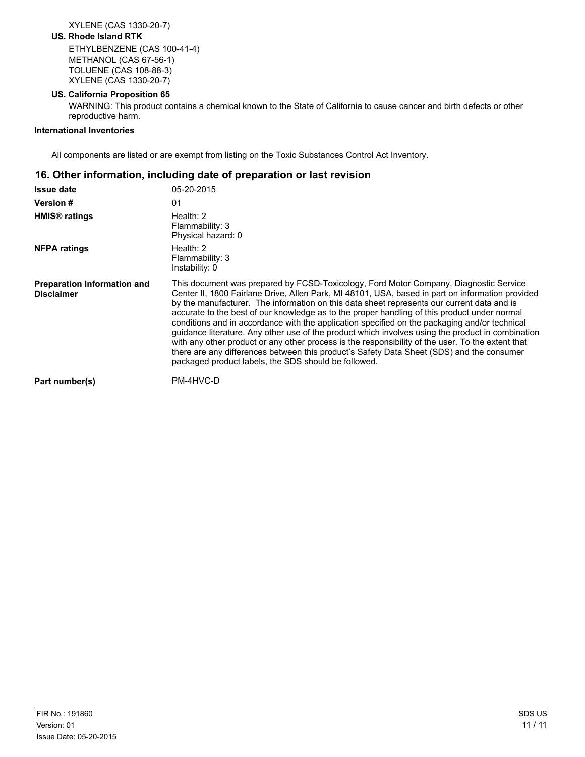XYLENE (CAS 1330-20-7)

**US. Rhode Island RTK**

ETHYLBENZENE (CAS 100-41-4)
METHANOL (CAS 67-56-1)
TOLUENE (CAS 108-88-3)
XYLENE (CAS 1330-20-7)

**US. California Proposition 65**

WARNING: This product contains a chemical known to the State of California to cause cancer and birth defects or other reproductive harm.

**International Inventories**

All components are listed or are exempt from listing on the Toxic Substances Control Act Inventory.

## 16. Other information, including date of preparation or last revision

| | |
|---|---|
| **Issue date** | 05-20-2015 |
| **Version #** | 01 |
| **HMIS® ratings** | Health: 2<br>Flammability: 3<br>Physical hazard: 0 |
| **NFPA ratings** | Health: 2<br>Flammability: 3<br>Instability: 0 |
| **Preparation Information and Disclaimer** | This document was prepared by FCSD-Toxicology, Ford Motor Company, Diagnostic Service Center II, 1800 Fairlane Drive, Allen Park, MI 48101, USA, based in part on information provided by the manufacturer. The information on this data sheet represents our current data and is accurate to the best of our knowledge as to the proper handling of this product under normal conditions and in accordance with the application specified on the packaging and/or technical guidance literature. Any other use of the product which involves using the product in combination with any other product or any other process is the responsibility of the user. To the extent that there are any differences between this product's Safety Data Sheet (SDS) and the consumer packaged product labels, the SDS should be followed. |
| **Part number(s)** | PM-4HVC-D |